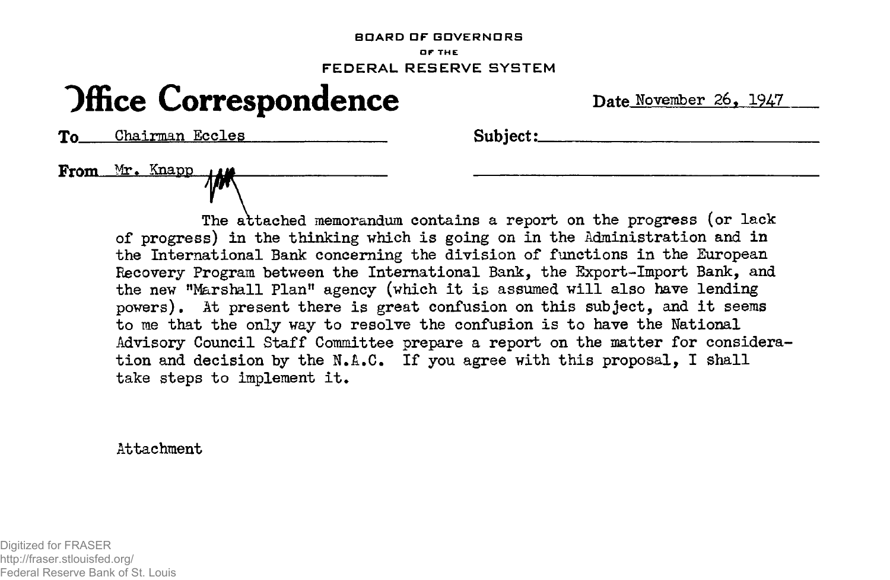BOARD OF GOVERNORS

OF THE

FEDERAL RESERVE SYSTEM

# Office Correspondence

Date November 26, 1947

To Chairman Eccles

Subject:

From Mr. Knapp

The attached memorandum contains a report on the progress (or lack of progress) in the thinking which is going on in the Administration and in the International Bank concerning the division of functions in the European Recovery Program between the International Bank, the Export-Import Bank, and the new "Marshall Plan" agency (which it is assumed will also have lending powers). At present there is great confusion on this subject, and it seems to me that the only way to resolve the confusion is to have the National Advisory Council Staff Committee prepare a report on the matter for consideration and decision by the N.A.C. If you agree with this proposal, I shall take steps to implement it.

Attachment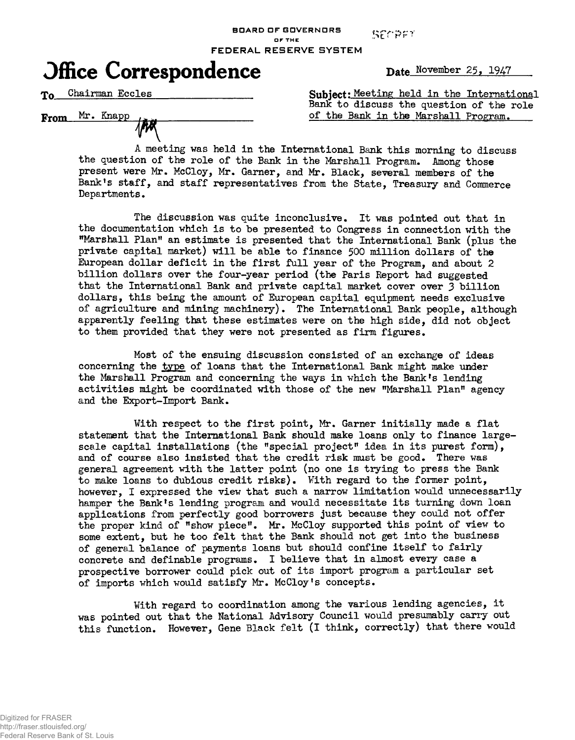BOARD OF GOVERNORS
OF THE
FEDERAL RESERVE SYSTEM

SECRET

# Office Correspondence

Date November 25, 1947

To Chairman Eccles

From Mr. Knapp

Subject: Meeting held in the International Bank to discuss the question of the role of the Bank in the Marshall Program.

A meeting was held in the International Bank this morning to discuss the question of the role of the Bank in the Marshall Program. Among those present were Mr. McCloy, Mr. Garner, and Mr. Black, several members of the Bank's staff, and staff representatives from the State, Treasury and Commerce Departments.

The discussion was quite inconclusive. It was pointed out that in the documentation which is to be presented to Congress in connection with the "Marshall Plan" an estimate is presented that the International Bank (plus the private capital market) will be able to finance 500 million dollars of the European dollar deficit in the first full year of the Program, and about 2 billion dollars over the four-year period (the Paris Report had suggested that the International Bank and private capital market cover over 3 billion dollars, this being the amount of European capital equipment needs exclusive of agriculture and mining machinery). The International Bank people, although apparently feeling that these estimates were on the high side, did not object to them provided that they were not presented as firm figures.

Most of the ensuing discussion consisted of an exchange of ideas concerning the type of loans that the International Bank might make under the Marshall Program and concerning the ways in which the Bank's lending activities might be coordinated with those of the new "Marshall Plan" agency and the Export-Import Bank.

With respect to the first point, Mr. Garner initially made a flat statement that the International Bank should make loans only to finance large-scale capital installations (the "special project" idea in its purest form), and of course also insisted that the credit risk must be good. There was general agreement with the latter point (no one is trying to press the Bank to make loans to dubious credit risks). With regard to the former point, however, I expressed the view that such a narrow limitation would unnecessarily hamper the Bank's lending program and would necessitate its turning down loan applications from perfectly good borrowers just because they could not offer the proper kind of "show piece". Mr. McCloy supported this point of view to some extent, but he too felt that the Bank should not get into the business of general balance of payments loans but should confine itself to fairly concrete and definable programs. I believe that in almost every case a prospective borrower could pick out of its import program a particular set of imports which would satisfy Mr. McCloy's concepts.

With regard to coordination among the various lending agencies, it was pointed out that the National Advisory Council would presumably carry out this function. However, Gene Black felt (I think, correctly) that there would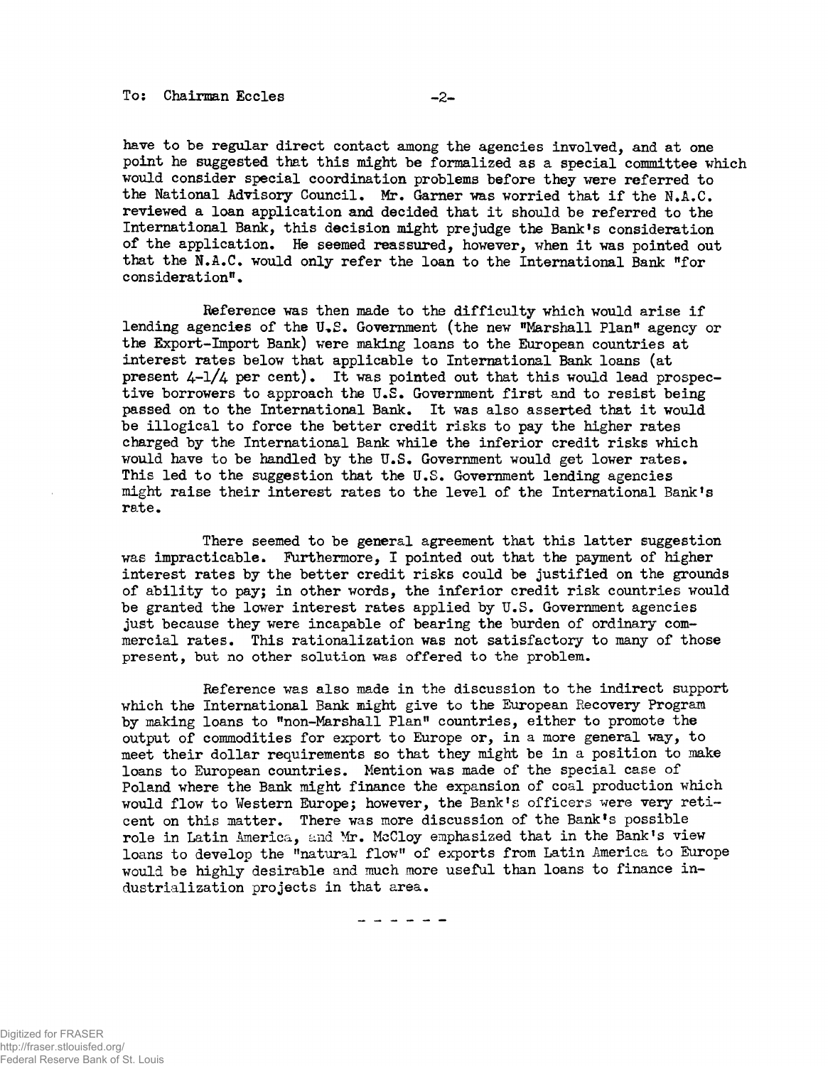have to be regular direct contact among the agencies involved, and at one point he suggested that this might be formalized as a special committee which would consider special coordination problems before they were referred to the National Advisory Council. Mr. Garner was worried that if the N.A.C. reviewed a loan application and decided that it should be referred to the International Bank, this decision might prejudge the Bank's consideration of the application. He seemed reassured, however, when it was pointed out that the N.A.C. would only refer the loan to the International Bank "for consideration".

Reference was then made to the difficulty which would arise if lending agencies of the U.S. Government (the new "Marshall Plan" agency or the Export-Import Bank) were making loans to the European countries at interest rates below that applicable to International Bank loans (at present 4-1/4 per cent). It was pointed out that this would lead prospective borrowers to approach the U.S. Government first and to resist being passed on to the International Bank. It was also asserted that it would be illogical to force the better credit risks to pay the higher rates charged by the International Bank while the inferior credit risks which would have to be handled by the U.S. Government would get lower rates. This led to the suggestion that the U.S. Government lending agencies might raise their interest rates to the level of the International Bank's rate.

There seemed to be general agreement that this latter suggestion was impracticable. Furthermore, I pointed out that the payment of higher interest rates by the better credit risks could be justified on the grounds of ability to pay; in other words, the inferior credit risk countries would be granted the lower interest rates applied by U.S. Government agencies just because they were incapable of bearing the burden of ordinary commercial rates. This rationalization was not satisfactory to many of those present, but no other solution was offered to the problem.

Reference was also made in the discussion to the indirect support which the International Bank might give to the European Recovery Program by making loans to "non-Marshall Plan" countries, either to promote the output of commodities for export to Europe or, in a more general way, to meet their dollar requirements so that they might be in a position to make loans to European countries. Mention was made of the special case of Poland where the Bank might finance the expansion of coal production which would flow to Western Europe; however, the Bank's officers were very reticent on this matter. There was more discussion of the Bank's possible role in Latin America, and Mr. McCloy emphasized that in the Bank's view loans to develop the "natural flow" of exports from Latin America to Europe would be highly desirable and much more useful than loans to finance industrialization projects in that area.

\- - - - - -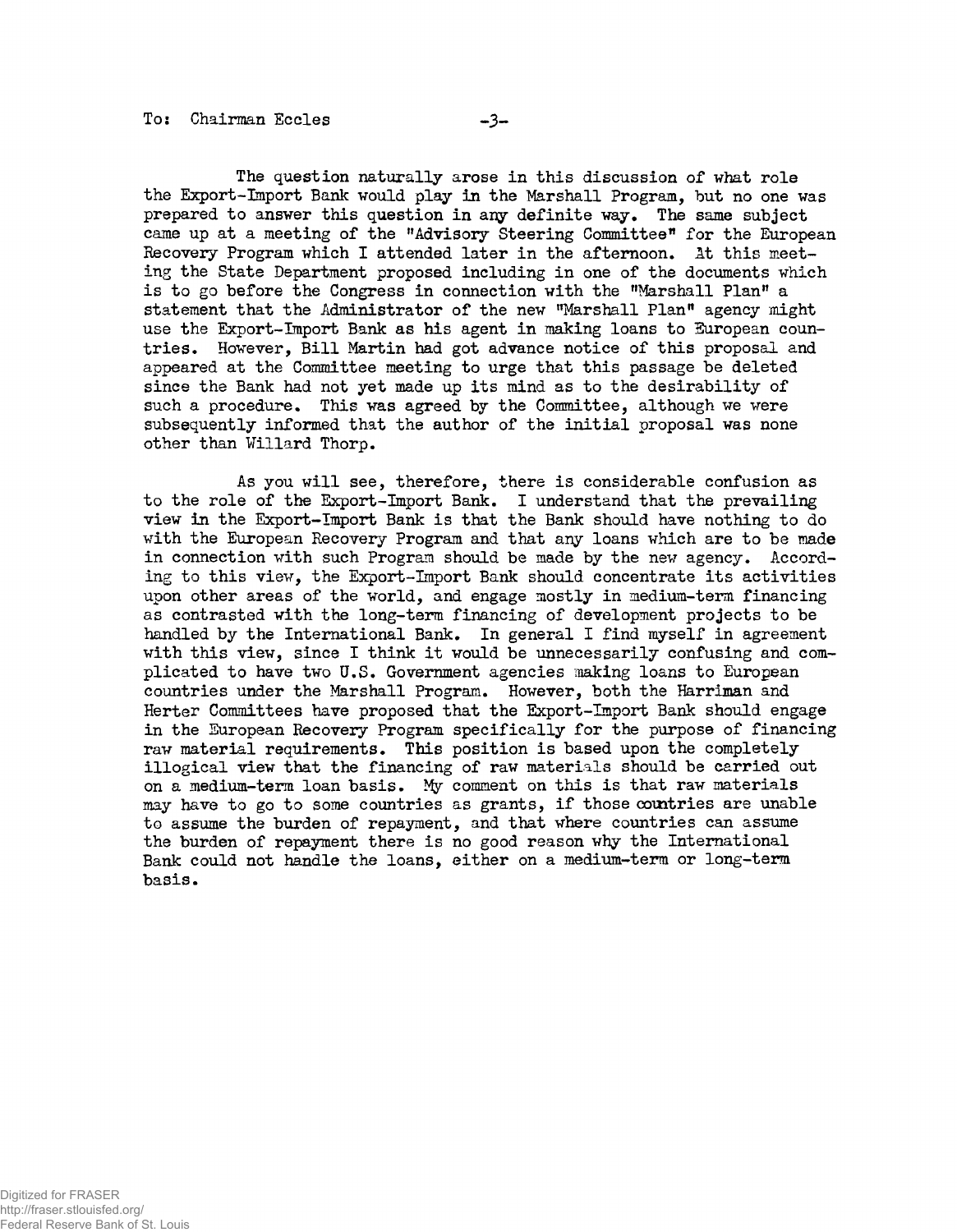The question naturally arose in this discussion of what role the Export-Import Bank would play in the Marshall Program, but no one was prepared to answer this question in any definite way. The same subject came up at a meeting of the "Advisory Steering Committee" for the European Recovery Program which I attended later in the afternoon. At this meeting the State Department proposed including in one of the documents which is to go before the Congress in connection with the "Marshall Plan" a statement that the Administrator of the new "Marshall Plan" agency might use the Export-Import Bank as his agent in making loans to European countries. However, Bill Martin had got advance notice of this proposal and appeared at the Committee meeting to urge that this passage be deleted since the Bank had not yet made up its mind as to the desirability of such a procedure. This was agreed by the Committee, although we were subsequently informed that the author of the initial proposal was none other than Willard Thorp.

As you will see, therefore, there is considerable confusion as to the role of the Export-Import Bank. I understand that the prevailing view in the Export-Import Bank is that the Bank should have nothing to do with the European Recovery Program and that any loans which are to be made in connection with such Program should be made by the new agency. According to this view, the Export-Import Bank should concentrate its activities upon other areas of the world, and engage mostly in medium-term financing as contrasted with the long-term financing of development projects to be handled by the International Bank. In general I find myself in agreement with this view, since I think it would be unnecessarily confusing and complicated to have two U.S. Government agencies making loans to European countries under the Marshall Program. However, both the Harriman and Herter Committees have proposed that the Export-Import Bank should engage in the European Recovery Program specifically for the purpose of financing raw material requirements. This position is based upon the completely illogical view that the financing of raw materials should be carried out on a medium-term loan basis. My comment on this is that raw materials may have to go to some countries as grants, if those countries are unable to assume the burden of repayment, and that where countries can assume the burden of repayment there is no good reason why the International Bank could not handle the loans, either on a medium-term or long-term basis.